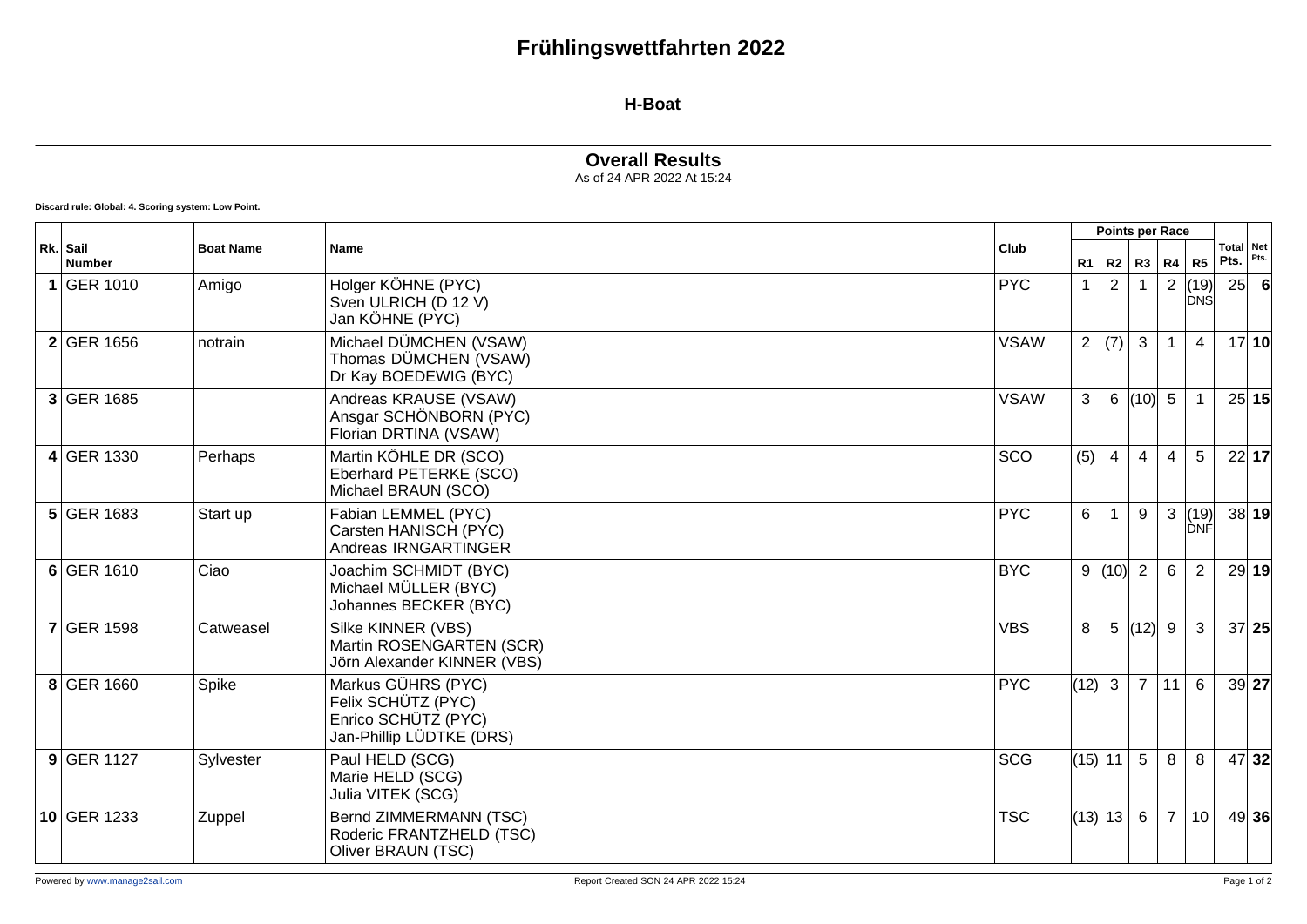# Frühlingswettfahrten 2022

## H-Boat

### Overall Results

As of 24 APR 2022 At 15:24

**Discard rule: Global: 4. Scoring system: Low Point.**

| Rk. | Sail Number | Boat Name | Name | Club | Points per Race | | | | | Total Pts. | Net Pts. |
|---|---|---|---|---|---|---|---|---|---|---|---|
| | | | | | R1 | R2 | R3 | R4 | R5 | | |
| **1** | GER 1010 | Amigo | Holger KÖHNE (PYC)<br>Sven ULRICH (D 12 V)<br>Jan KÖHNE (PYC) | PYC | 1 | 2 | 1 | 2 | (19) DNS | 25 | **6** |
| **2** | GER 1656 | notrain | Michael DÜMCHEN (VSAW)<br>Thomas DÜMCHEN (VSAW)<br>Dr Kay BOEDEWIG (BYC) | VSAW | 2 | (7) | 3 | 1 | 4 | 17 | **10** |
| **3** | GER 1685 | | Andreas KRAUSE (VSAW)<br>Ansgar SCHÖNBORN (PYC)<br>Florian DRTINA (VSAW) | VSAW | 3 | 6 | (10) | 5 | 1 | 25 | **15** |
| **4** | GER 1330 | Perhaps | Martin KÖHLE DR (SCO)<br>Eberhard PETERKE (SCO)<br>Michael BRAUN (SCO) | SCO | (5) | 4 | 4 | 4 | 5 | 22 | **17** |
| **5** | GER 1683 | Start up | Fabian LEMMEL (PYC)<br>Carsten HANISCH (PYC)<br>Andreas IRNGARTINGER | PYC | 6 | 1 | 9 | 3 | (19) DNF | 38 | **19** |
| **6** | GER 1610 | Ciao | Joachim SCHMIDT (BYC)<br>Michael MÜLLER (BYC)<br>Johannes BECKER (BYC) | BYC | 9 | (10) | 2 | 6 | 2 | 29 | **19** |
| **7** | GER 1598 | Catweasel | Silke KINNER (VBS)<br>Martin ROSENGARTEN (SCR)<br>Jörn Alexander KINNER (VBS) | VBS | 8 | 5 | (12) | 9 | 3 | 37 | **25** |
| **8** | GER 1660 | Spike | Markus GÜHRS (PYC)<br>Felix SCHÜTZ (PYC)<br>Enrico SCHÜTZ (PYC)<br>Jan-Phillip LÜDTKE (DRS) | PYC | (12) | 3 | 7 | 11 | 6 | 39 | **27** |
| **9** | GER 1127 | Sylvester | Paul HELD (SCG)<br>Marie HELD (SCG)<br>Julia VITEK (SCG) | SCG | (15) | 11 | 5 | 8 | 8 | 47 | **32** |
| **10** | GER 1233 | Zuppel | Bernd ZIMMERMANN (TSC)<br>Roderic FRANTZHELD (TSC)<br>Oliver BRAUN (TSC) | TSC | (13) | 13 | 6 | 7 | 10 | 49 | **36** |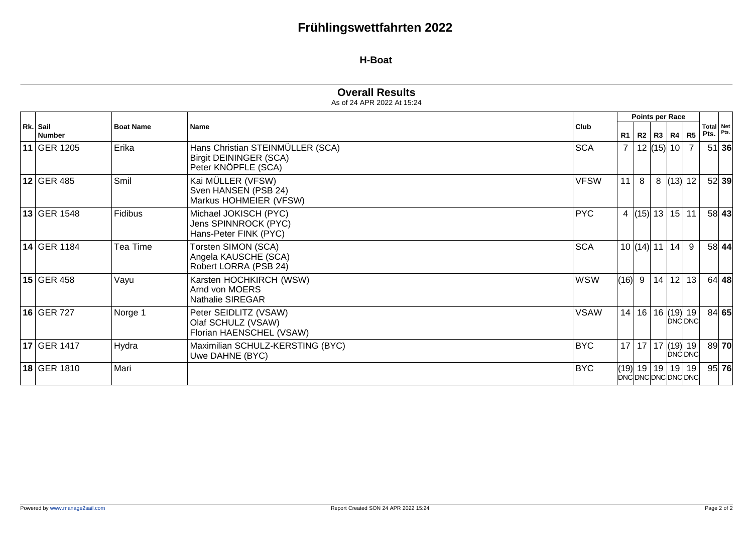# Frühlingswettfahrten 2022

## H-Boat

### Overall Results

As of 24 APR 2022 At 15:24

| Rk. | Sail Number | Boat Name | Name | Club | Points per Race | | | | | Total Pts. | Net Pts. |
|---|---|---|---|---|---|---|---|---|---|---|---|
| | | | | | R1 | R2 | R3 | R4 | R5 | | |
| **11** | GER 1205 | Erika | Hans Christian STEINMÜLLER (SCA)<br>Birgit DEININGER (SCA)<br>Peter KNÖPFLE (SCA) | SCA | 7 | 12 | (15) | 10 | 7 | 51 | **36** |
| **12** | GER 485 | Smil | Kai MÜLLER (VFSW)<br>Sven HANSEN (PSB 24)<br>Markus HOHMEIER (VFSW) | VFSW | 11 | 8 | 8 | (13) | 12 | 52 | **39** |
| **13** | GER 1548 | Fidibus | Michael JOKISCH (PYC)<br>Jens SPINNROCK (PYC)<br>Hans-Peter FINK (PYC) | PYC | 4 | (15) | 13 | 15 | 11 | 58 | **43** |
| **14** | GER 1184 | Tea Time | Torsten SIMON (SCA)<br>Angela KAUSCHE (SCA)<br>Robert LORRA (PSB 24) | SCA | 10 | (14) | 11 | 14 | 9 | 58 | **44** |
| **15** | GER 458 | Vayu | Karsten HOCHKIRCH (WSW)<br>Arnd von MOERS<br>Nathalie SIREGAR | WSW | (16) | 9 | 14 | 12 | 13 | 64 | **48** |
| **16** | GER 727 | Norge 1 | Peter SEIDLITZ (VSAW)<br>Olaf SCHULZ (VSAW)<br>Florian HAENSCHEL (VSAW) | VSAW | 14 | 16 | 16 | (19) DNC | 19 DNC | 84 | **65** |
| **17** | GER 1417 | Hydra | Maximilian SCHULZ-KERSTING (BYC)<br>Uwe DAHNE (BYC) | BYC | 17 | 17 | 17 | (19) DNC | 19 DNC | 89 | **70** |
| **18** | GER 1810 | Mari | | BYC | (19) DNC | 19 DNC | 19 DNC | 19 DNC | 19 DNC | 95 | **76** |

Powered by www.manage2sail.com

Report Created SON 24 APR 2022 15:24